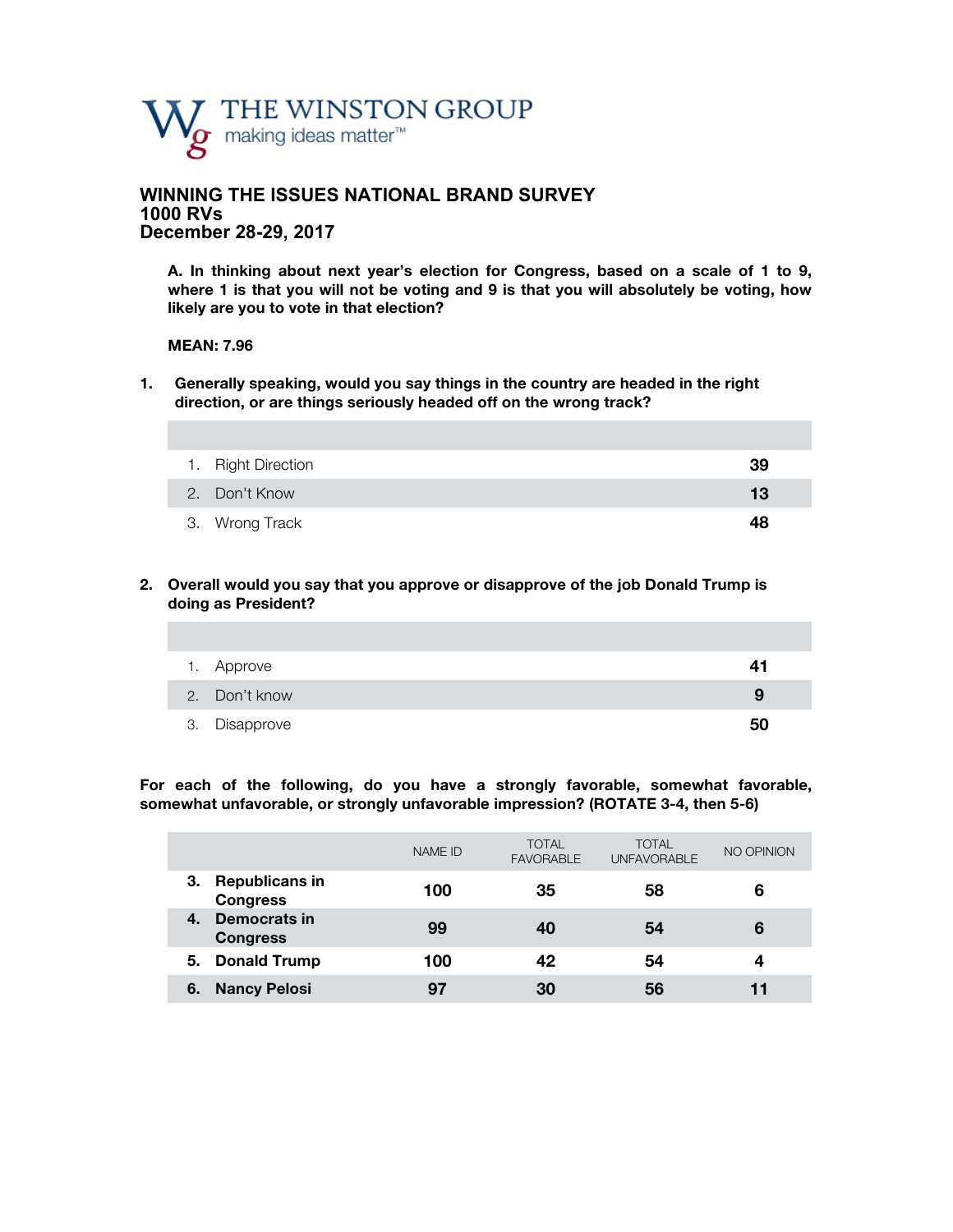THE WINSTON GROUP
making ideas matter™

# WINNING THE ISSUES NATIONAL BRAND SURVEY
## 1000 RVs
## December 28-29, 2017

**A. In thinking about next year's election for Congress, based on a scale of 1 to 9, where 1 is that you will not be voting and 9 is that you will absolutely be voting, how likely are you to vote in that election?**

**MEAN: 7.96**

**1. Generally speaking, would you say things in the country are headed in the right direction, or are things seriously headed off on the wrong track?**

| | |
|---|---|
| 1. Right Direction | **39** |
| 2. Don't Know | **13** |
| 3. Wrong Track | **48** |

**2. Overall would you say that you approve or disapprove of the job Donald Trump is doing as President?**

| | |
|---|---|
| 1. Approve | **41** |
| 2. Don't know | **9** |
| 3. Disapprove | **50** |

**For each of the following, do you have a strongly favorable, somewhat favorable, somewhat unfavorable, or strongly unfavorable impression? (ROTATE 3-4, then 5-6)**

| | NAME ID | TOTAL FAVORABLE | TOTAL UNFAVORABLE | NO OPINION |
|---|---|---|---|---|
| **3. Republicans in Congress** | **100** | **35** | **58** | **6** |
| **4. Democrats in Congress** | **99** | **40** | **54** | **6** |
| **5. Donald Trump** | **100** | **42** | **54** | **4** |
| **6. Nancy Pelosi** | **97** | **30** | **56** | **11** |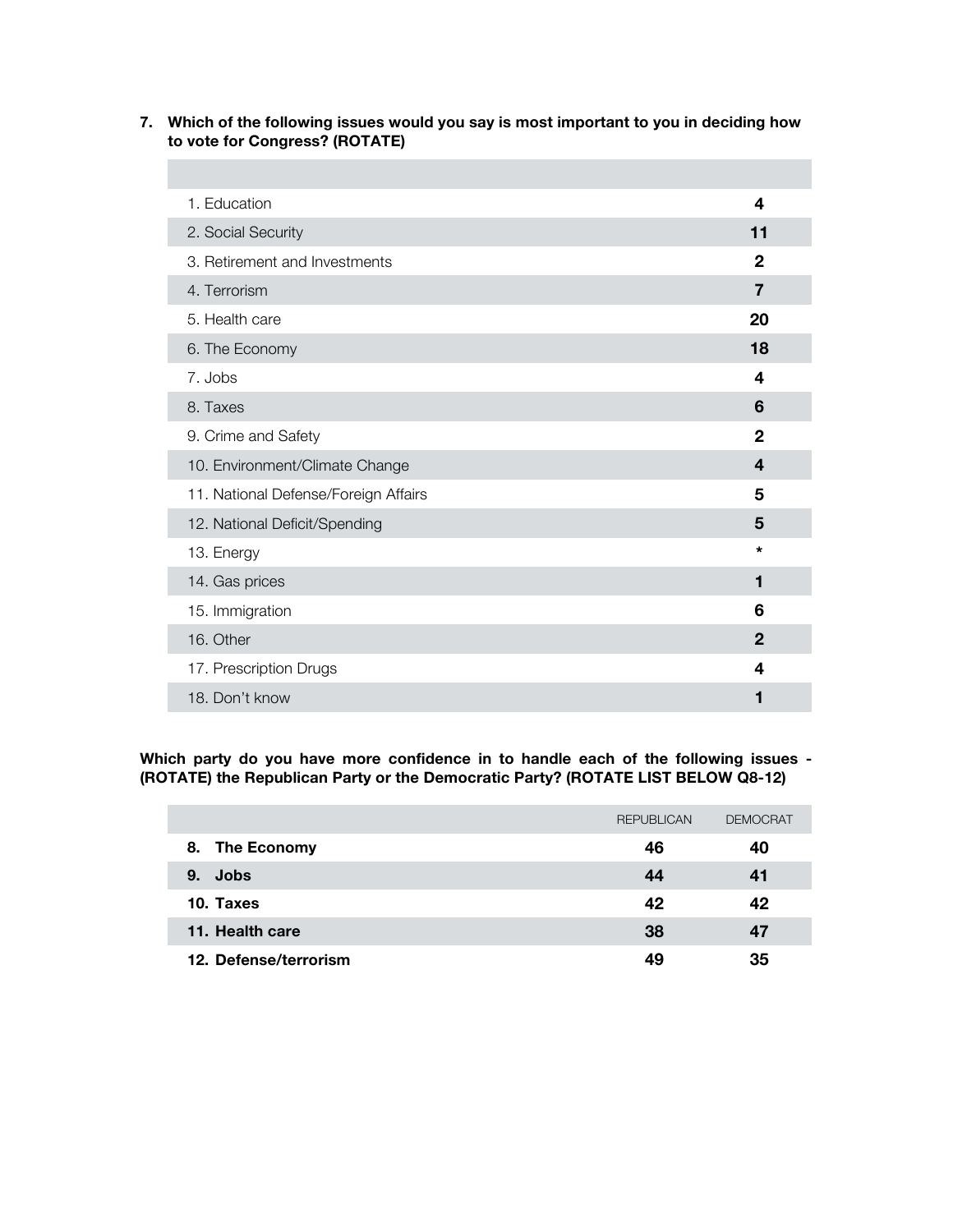**7. Which of the following issues would you say is most important to you in deciding how to vote for Congress? (ROTATE)**

| | |
|---|---|
| 1. Education | **4** |
| 2. Social Security | **11** |
| 3. Retirement and Investments | **2** |
| 4. Terrorism | **7** |
| 5. Health care | **20** |
| 6. The Economy | **18** |
| 7. Jobs | **4** |
| 8. Taxes | **6** |
| 9. Crime and Safety | **2** |
| 10. Environment/Climate Change | **4** |
| 11. National Defense/Foreign Affairs | **5** |
| 12. National Deficit/Spending | **5** |
| 13. Energy | * |
| 14. Gas prices | **1** |
| 15. Immigration | **6** |
| 16. Other | **2** |
| 17. Prescription Drugs | **4** |
| 18. Don't know | **1** |

**Which party do you have more confidence in to handle each of the following issues - (ROTATE) the Republican Party or the Democratic Party? (ROTATE LIST BELOW Q8-12)**

| | REPUBLICAN | DEMOCRAT |
|---|---|---|
| **8. The Economy** | **46** | **40** |
| **9. Jobs** | **44** | **41** |
| **10. Taxes** | **42** | **42** |
| **11. Health care** | **38** | **47** |
| **12. Defense/terrorism** | **49** | **35** |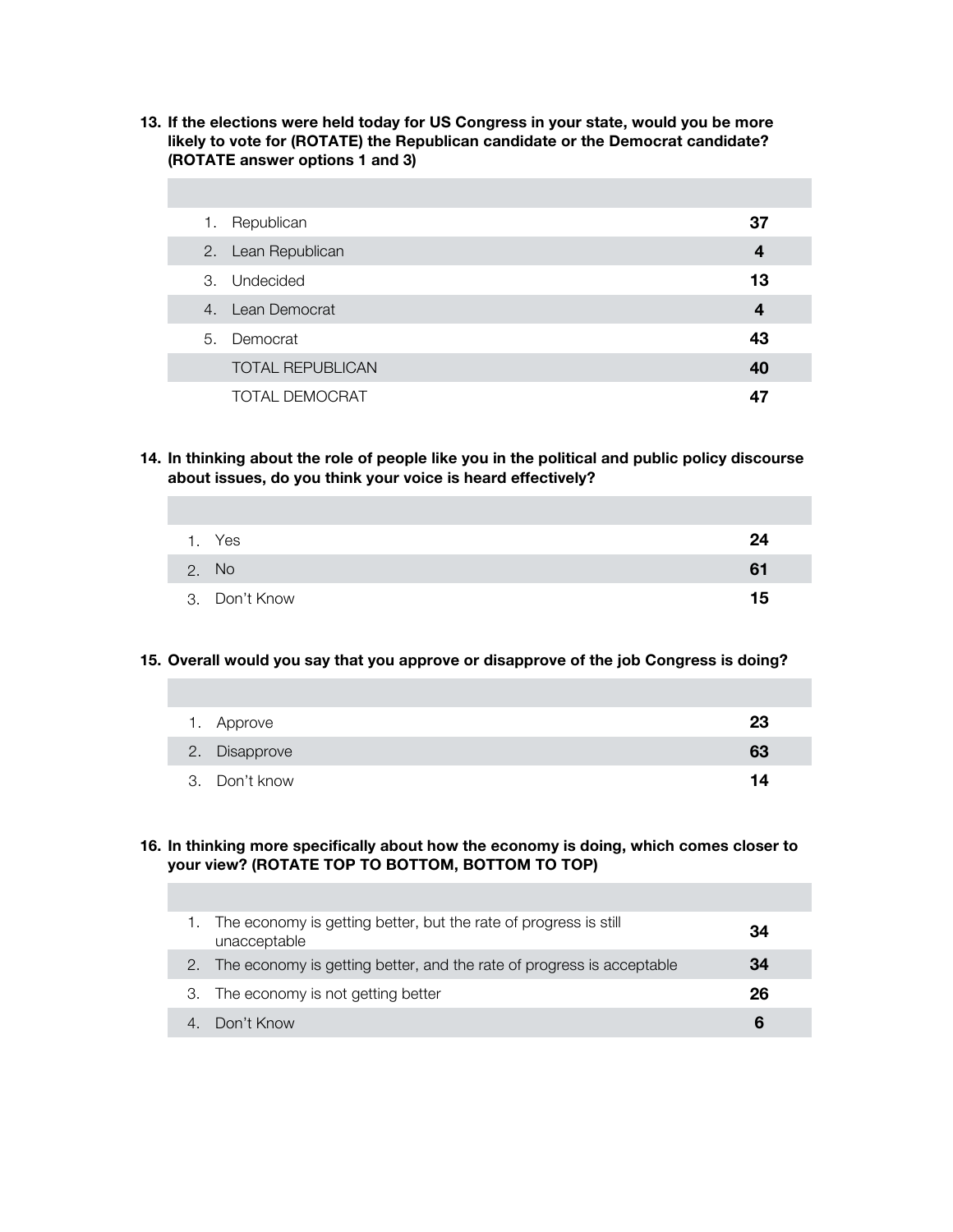**13. If the elections were held today for US Congress in your state, would you be more likely to vote for (ROTATE) the Republican candidate or the Democrat candidate? (ROTATE answer options 1 and 3)**

| | |
|---|---|
| 1. Republican | **37** |
| 2. Lean Republican | **4** |
| 3. Undecided | **13** |
| 4. Lean Democrat | **4** |
| 5. Democrat | **43** |
| TOTAL REPUBLICAN | **40** |
| TOTAL DEMOCRAT | **47** |

**14. In thinking about the role of people like you in the political and public policy discourse about issues, do you think your voice is heard effectively?**

| | |
|---|---|
| 1. Yes | **24** |
| 2. No | **61** |
| 3. Don't Know | **15** |

**15. Overall would you say that you approve or disapprove of the job Congress is doing?**

| | |
|---|---|
| 1. Approve | **23** |
| 2. Disapprove | **63** |
| 3. Don't know | **14** |

**16. In thinking more specifically about how the economy is doing, which comes closer to your view? (ROTATE TOP TO BOTTOM, BOTTOM TO TOP)**

| | |
|---|---|
| 1. The economy is getting better, but the rate of progress is still unacceptable | **34** |
| 2. The economy is getting better, and the rate of progress is acceptable | **34** |
| 3. The economy is not getting better | **26** |
| 4. Don't Know | **6** |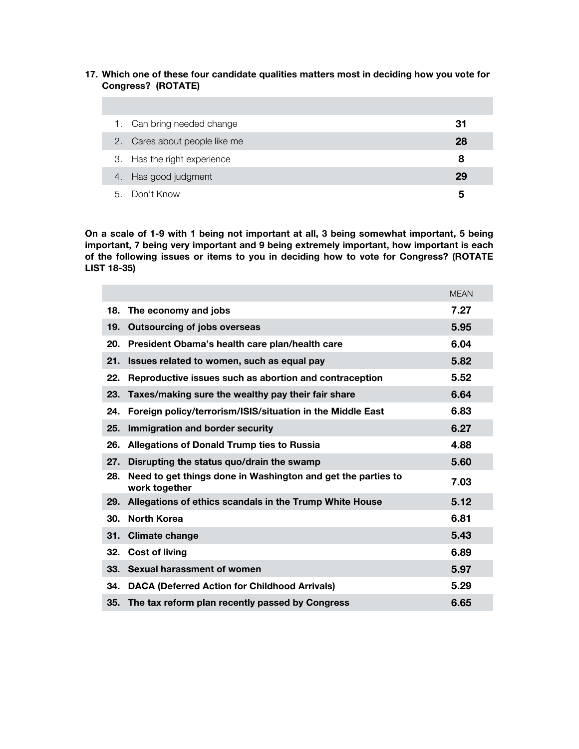**17. Which one of these four candidate qualities matters most in deciding how you vote for Congress? (ROTATE)**

| | |
|---|---|
| 1. Can bring needed change | **31** |
| 2. Cares about people like me | **28** |
| 3. Has the right experience | **8** |
| 4. Has good judgment | **29** |
| 5. Don't Know | **5** |

**On a scale of 1-9 with 1 being not important at all, 3 being somewhat important, 5 being important, 7 being very important and 9 being extremely important, how important is each of the following issues or items to you in deciding how to vote for Congress? (ROTATE LIST 18-35)**

| | MEAN |
|---|---|
| **18. The economy and jobs** | **7.27** |
| **19. Outsourcing of jobs overseas** | **5.95** |
| **20. President Obama's health care plan/health care** | **6.04** |
| **21. Issues related to women, such as equal pay** | **5.82** |
| **22. Reproductive issues such as abortion and contraception** | **5.52** |
| **23. Taxes/making sure the wealthy pay their fair share** | **6.64** |
| **24. Foreign policy/terrorism/ISIS/situation in the Middle East** | **6.83** |
| **25. Immigration and border security** | **6.27** |
| **26. Allegations of Donald Trump ties to Russia** | **4.88** |
| **27. Disrupting the status quo/drain the swamp** | **5.60** |
| **28. Need to get things done in Washington and get the parties to work together** | **7.03** |
| **29. Allegations of ethics scandals in the Trump White House** | **5.12** |
| **30. North Korea** | **6.81** |
| **31. Climate change** | **5.43** |
| **32. Cost of living** | **6.89** |
| **33. Sexual harassment of women** | **5.97** |
| **34. DACA (Deferred Action for Childhood Arrivals)** | **5.29** |
| **35. The tax reform plan recently passed by Congress** | **6.65** |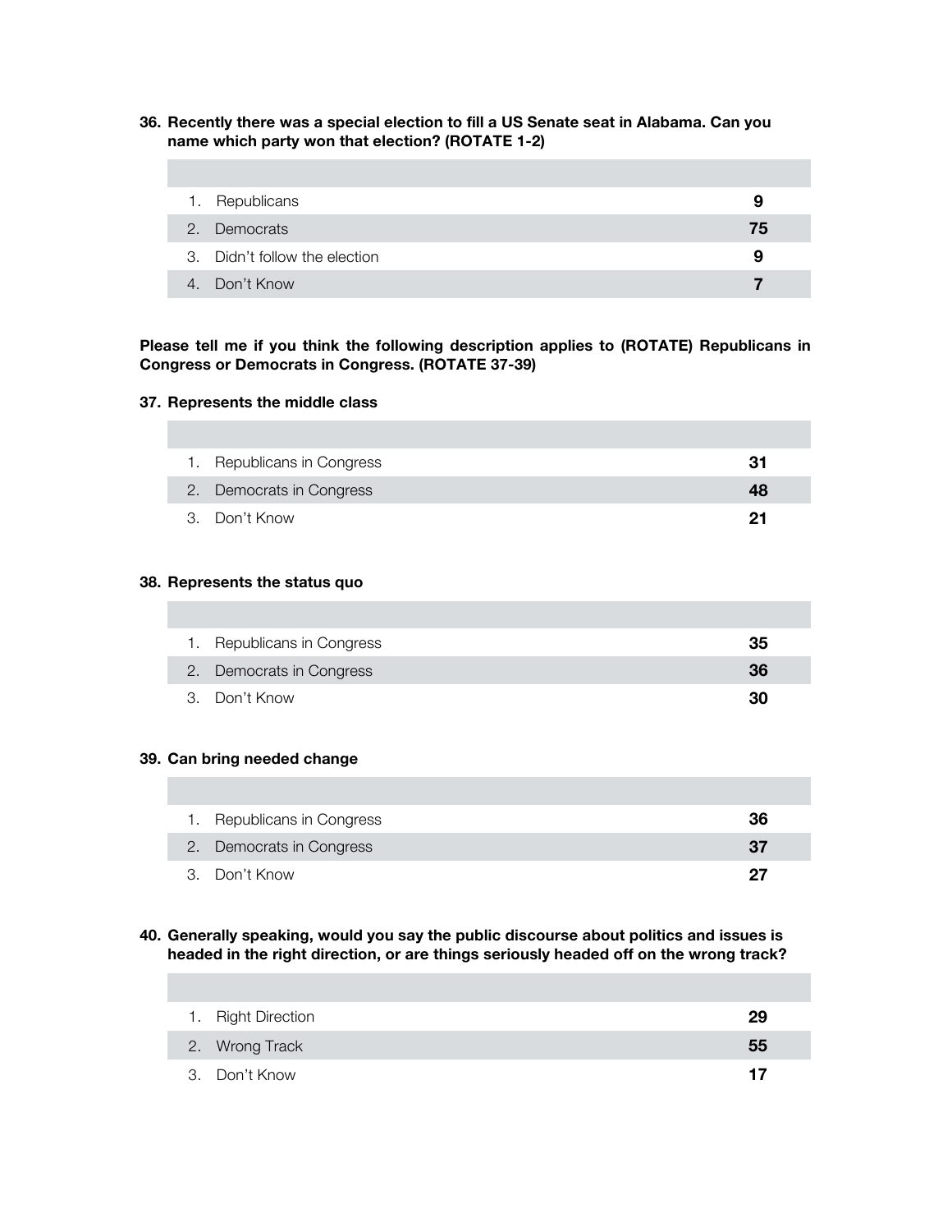**36. Recently there was a special election to fill a US Senate seat in Alabama. Can you name which party won that election? (ROTATE 1-2)**

| | |
|---|---|
| 1. Republicans | **9** |
| 2. Democrats | **75** |
| 3. Didn't follow the election | **9** |
| 4. Don't Know | **7** |

**Please tell me if you think the following description applies to (ROTATE) Republicans in Congress or Democrats in Congress. (ROTATE 37-39)**

**37. Represents the middle class**

| | |
|---|---|
| 1. Republicans in Congress | **31** |
| 2. Democrats in Congress | **48** |
| 3. Don't Know | **21** |

**38. Represents the status quo**

| | |
|---|---|
| 1. Republicans in Congress | **35** |
| 2. Democrats in Congress | **36** |
| 3. Don't Know | **30** |

**39. Can bring needed change**

| | |
|---|---|
| 1. Republicans in Congress | **36** |
| 2. Democrats in Congress | **37** |
| 3. Don't Know | **27** |

**40. Generally speaking, would you say the public discourse about politics and issues is headed in the right direction, or are things seriously headed off on the wrong track?**

| | |
|---|---|
| 1. Right Direction | **29** |
| 2. Wrong Track | **55** |
| 3. Don't Know | **17** |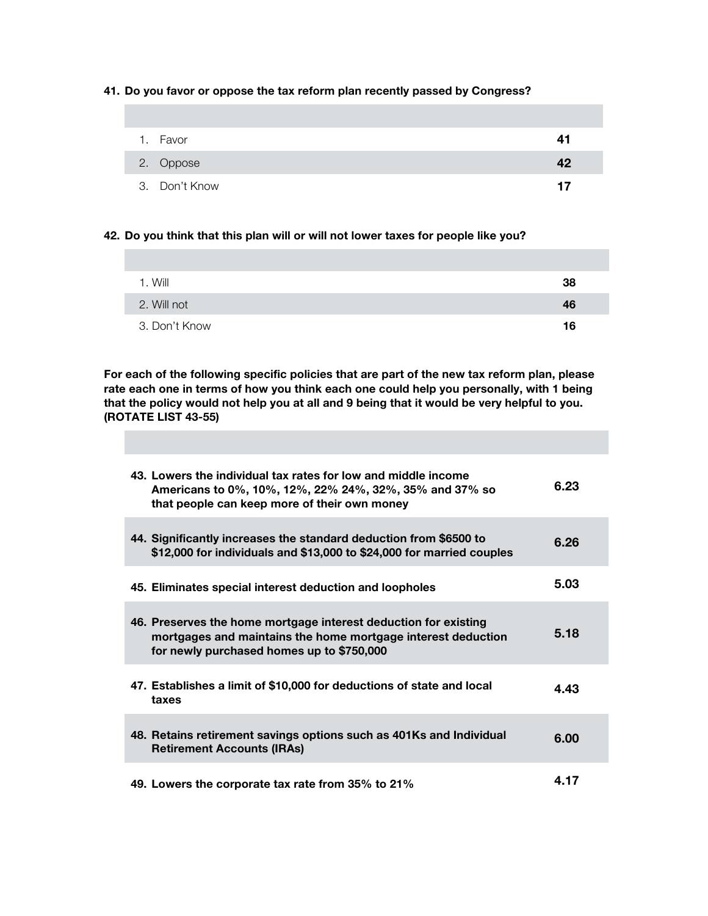**41. Do you favor or oppose the tax reform plan recently passed by Congress?**

| | |
|---|---|
| 1. Favor | **41** |
| 2. Oppose | **42** |
| 3. Don't Know | **17** |

**42. Do you think that this plan will or will not lower taxes for people like you?**

| | |
|---|---|
| 1. Will | **38** |
| 2. Will not | **46** |
| 3. Don't Know | **16** |

**For each of the following specific policies that are part of the new tax reform plan, please rate each one in terms of how you think each one could help you personally, with 1 being that the policy would not help you at all and 9 being that it would be very helpful to you. (ROTATE LIST 43-55)**

| | |
|---|---|
| **43. Lowers the individual tax rates for low and middle income Americans to 0%, 10%, 12%, 22% 24%, 32%, 35% and 37% so that people can keep more of their own money** | **6.23** |
| **44. Significantly increases the standard deduction from $6500 to $12,000 for individuals and $13,000 to $24,000 for married couples** | **6.26** |
| **45. Eliminates special interest deduction and loopholes** | **5.03** |
| **46. Preserves the home mortgage interest deduction for existing mortgages and maintains the home mortgage interest deduction for newly purchased homes up to $750,000** | **5.18** |
| **47. Establishes a limit of $10,000 for deductions of state and local taxes** | **4.43** |
| **48. Retains retirement savings options such as 401Ks and Individual Retirement Accounts (IRAs)** | **6.00** |
| **49. Lowers the corporate tax rate from 35% to 21%** | **4.17** |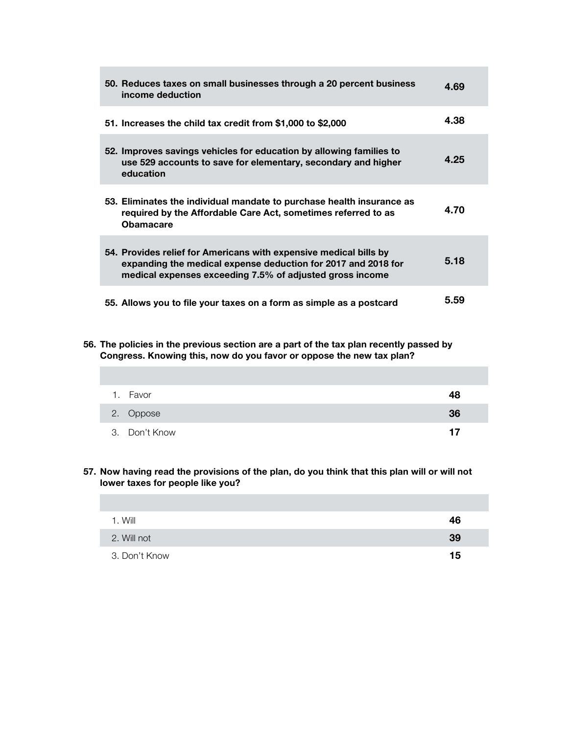| | |
|---|---|
| **50. Reduces taxes on small businesses through a 20 percent business income deduction** | **4.69** |
| **51. Increases the child tax credit from $1,000 to $2,000** | **4.38** |
| **52. Improves savings vehicles for education by allowing families to use 529 accounts to save for elementary, secondary and higher education** | **4.25** |
| **53. Eliminates the individual mandate to purchase health insurance as required by the Affordable Care Act, sometimes referred to as Obamacare** | **4.70** |
| **54. Provides relief for Americans with expensive medical bills by expanding the medical expense deduction for 2017 and 2018 for medical expenses exceeding 7.5% of adjusted gross income** | **5.18** |
| **55. Allows you to file your taxes on a form as simple as a postcard** | **5.59** |

**56. The policies in the previous section are a part of the tax plan recently passed by Congress. Knowing this, now do you favor or oppose the new tax plan?**

| | |
|---|---|
| 1. Favor | **48** |
| 2. Oppose | **36** |
| 3. Don't Know | **17** |

**57. Now having read the provisions of the plan, do you think that this plan will or will not lower taxes for people like you?**

| | |
|---|---|
| 1. Will | **46** |
| 2. Will not | **39** |
| 3. Don't Know | **15** |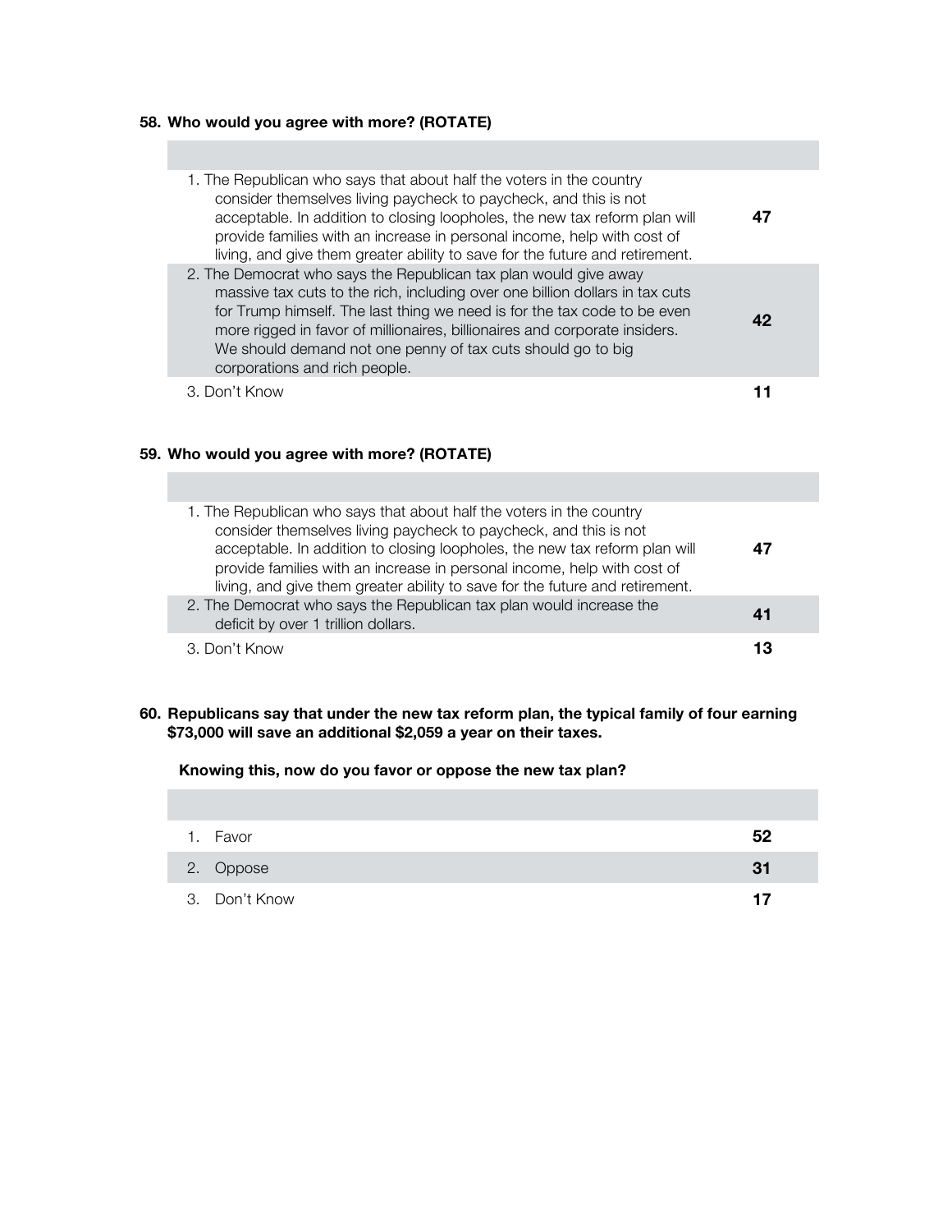**58. Who would you agree with more? (ROTATE)**

| | |
|---|---|
| 1. The Republican who says that about half the voters in the country consider themselves living paycheck to paycheck, and this is not acceptable. In addition to closing loopholes, the new tax reform plan will provide families with an increase in personal income, help with cost of living, and give them greater ability to save for the future and retirement. | **47** |
| 2. The Democrat who says the Republican tax plan would give away massive tax cuts to the rich, including over one billion dollars in tax cuts for Trump himself. The last thing we need is for the tax code to be even more rigged in favor of millionaires, billionaires and corporate insiders. We should demand not one penny of tax cuts should go to big corporations and rich people. | **42** |
| 3. Don't Know | **11** |

**59. Who would you agree with more? (ROTATE)**

| | |
|---|---|
| 1. The Republican who says that about half the voters in the country consider themselves living paycheck to paycheck, and this is not acceptable. In addition to closing loopholes, the new tax reform plan will provide families with an increase in personal income, help with cost of living, and give them greater ability to save for the future and retirement. | **47** |
| 2. The Democrat who says the Republican tax plan would increase the deficit by over 1 trillion dollars. | **41** |
| 3. Don't Know | **13** |

**60. Republicans say that under the new tax reform plan, the typical family of four earning $73,000 will save an additional $2,059 a year on their taxes.**

**Knowing this, now do you favor or oppose the new tax plan?**

| | |
|---|---|
| 1. Favor | **52** |
| 2. Oppose | **31** |
| 3. Don't Know | **17** |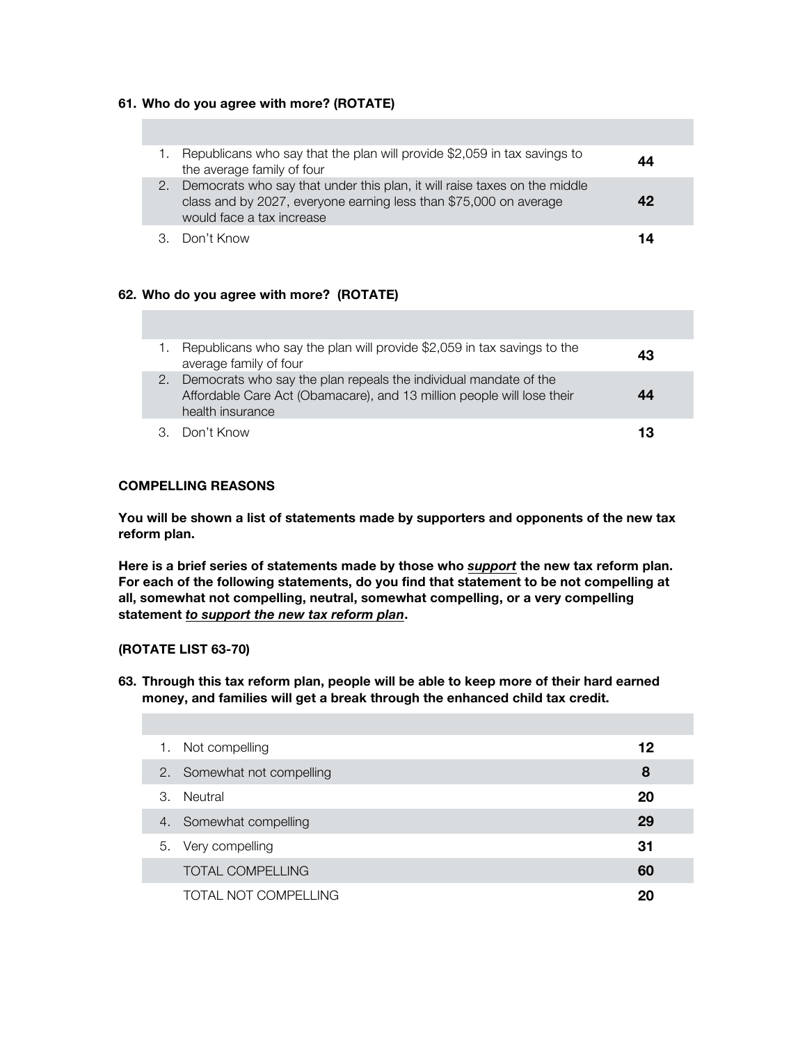**61. Who do you agree with more? (ROTATE)**

| | |
|---|---|
| 1. Republicans who say that the plan will provide $2,059 in tax savings to the average family of four | **44** |
| 2. Democrats who say that under this plan, it will raise taxes on the middle class and by 2027, everyone earning less than $75,000 on average would face a tax increase | **42** |
| 3. Don't Know | **14** |

**62. Who do you agree with more? (ROTATE)**

| | |
|---|---|
| 1. Republicans who say the plan will provide $2,059 in tax savings to the average family of four | **43** |
| 2. Democrats who say the plan repeals the individual mandate of the Affordable Care Act (Obamacare), and 13 million people will lose their health insurance | **44** |
| 3. Don't Know | **13** |

**COMPELLING REASONS**

**You will be shown a list of statements made by supporters and opponents of the new tax reform plan.**

**Here is a brief series of statements made by those who *support* the new tax reform plan. For each of the following statements, do you find that statement to be not compelling at all, somewhat not compelling, neutral, somewhat compelling, or a very compelling statement *to support the new tax reform plan*.**

**(ROTATE LIST 63-70)**

**63. Through this tax reform plan, people will be able to keep more of their hard earned money, and families will get a break through the enhanced child tax credit.**

| | |
|---|---|
| 1. Not compelling | **12** |
| 2. Somewhat not compelling | **8** |
| 3. Neutral | **20** |
| 4. Somewhat compelling | **29** |
| 5. Very compelling | **31** |
| TOTAL COMPELLING | **60** |
| TOTAL NOT COMPELLING | **20** |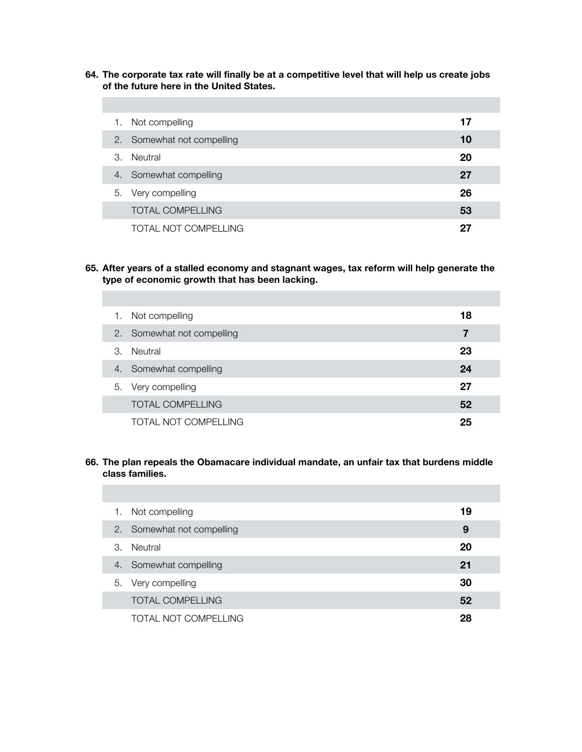**64. The corporate tax rate will finally be at a competitive level that will help us create jobs of the future here in the United States.**

| | | |
|---|---|---|
| 1. | Not compelling | **17** |
| 2. | Somewhat not compelling | **10** |
| 3. | Neutral | **20** |
| 4. | Somewhat compelling | **27** |
| 5. | Very compelling | **26** |
| | TOTAL COMPELLING | **53** |
| | TOTAL NOT COMPELLING | **27** |

**65. After years of a stalled economy and stagnant wages, tax reform will help generate the type of economic growth that has been lacking.**

| | | |
|---|---|---|
| 1. | Not compelling | **18** |
| 2. | Somewhat not compelling | **7** |
| 3. | Neutral | **23** |
| 4. | Somewhat compelling | **24** |
| 5. | Very compelling | **27** |
| | TOTAL COMPELLING | **52** |
| | TOTAL NOT COMPELLING | **25** |

**66. The plan repeals the Obamacare individual mandate, an unfair tax that burdens middle class families.**

| | | |
|---|---|---|
| 1. | Not compelling | **19** |
| 2. | Somewhat not compelling | **9** |
| 3. | Neutral | **20** |
| 4. | Somewhat compelling | **21** |
| 5. | Very compelling | **30** |
| | TOTAL COMPELLING | **52** |
| | TOTAL NOT COMPELLING | **28** |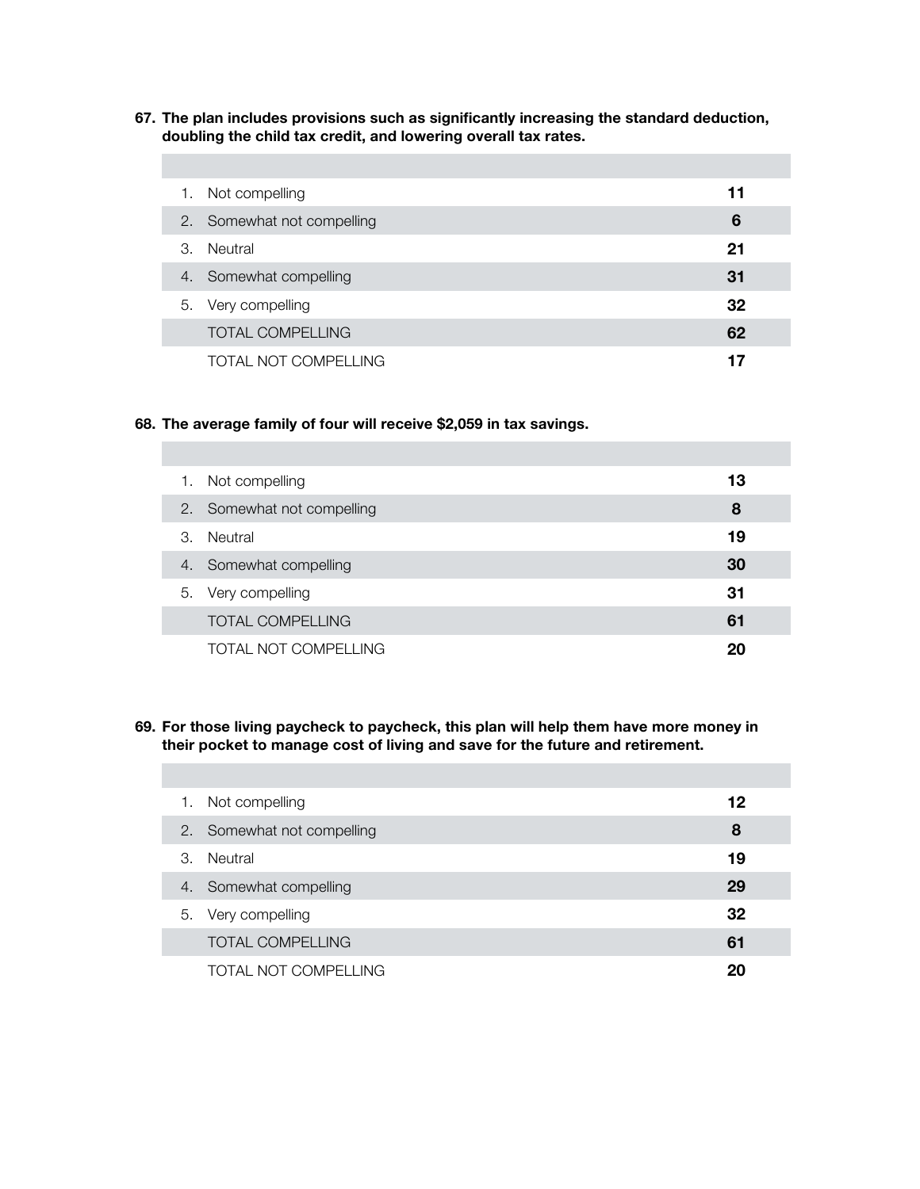**67. The plan includes provisions such as significantly increasing the standard deduction, doubling the child tax credit, and lowering overall tax rates.**

| | |
|---|---|
| 1. Not compelling | **11** |
| 2. Somewhat not compelling | **6** |
| 3. Neutral | **21** |
| 4. Somewhat compelling | **31** |
| 5. Very compelling | **32** |
| TOTAL COMPELLING | **62** |
| TOTAL NOT COMPELLING | **17** |

**68. The average family of four will receive $2,059 in tax savings.**

| | |
|---|---|
| 1. Not compelling | **13** |
| 2. Somewhat not compelling | **8** |
| 3. Neutral | **19** |
| 4. Somewhat compelling | **30** |
| 5. Very compelling | **31** |
| TOTAL COMPELLING | **61** |
| TOTAL NOT COMPELLING | **20** |

**69. For those living paycheck to paycheck, this plan will help them have more money in their pocket to manage cost of living and save for the future and retirement.**

| | |
|---|---|
| 1. Not compelling | **12** |
| 2. Somewhat not compelling | **8** |
| 3. Neutral | **19** |
| 4. Somewhat compelling | **29** |
| 5. Very compelling | **32** |
| TOTAL COMPELLING | **61** |
| TOTAL NOT COMPELLING | **20** |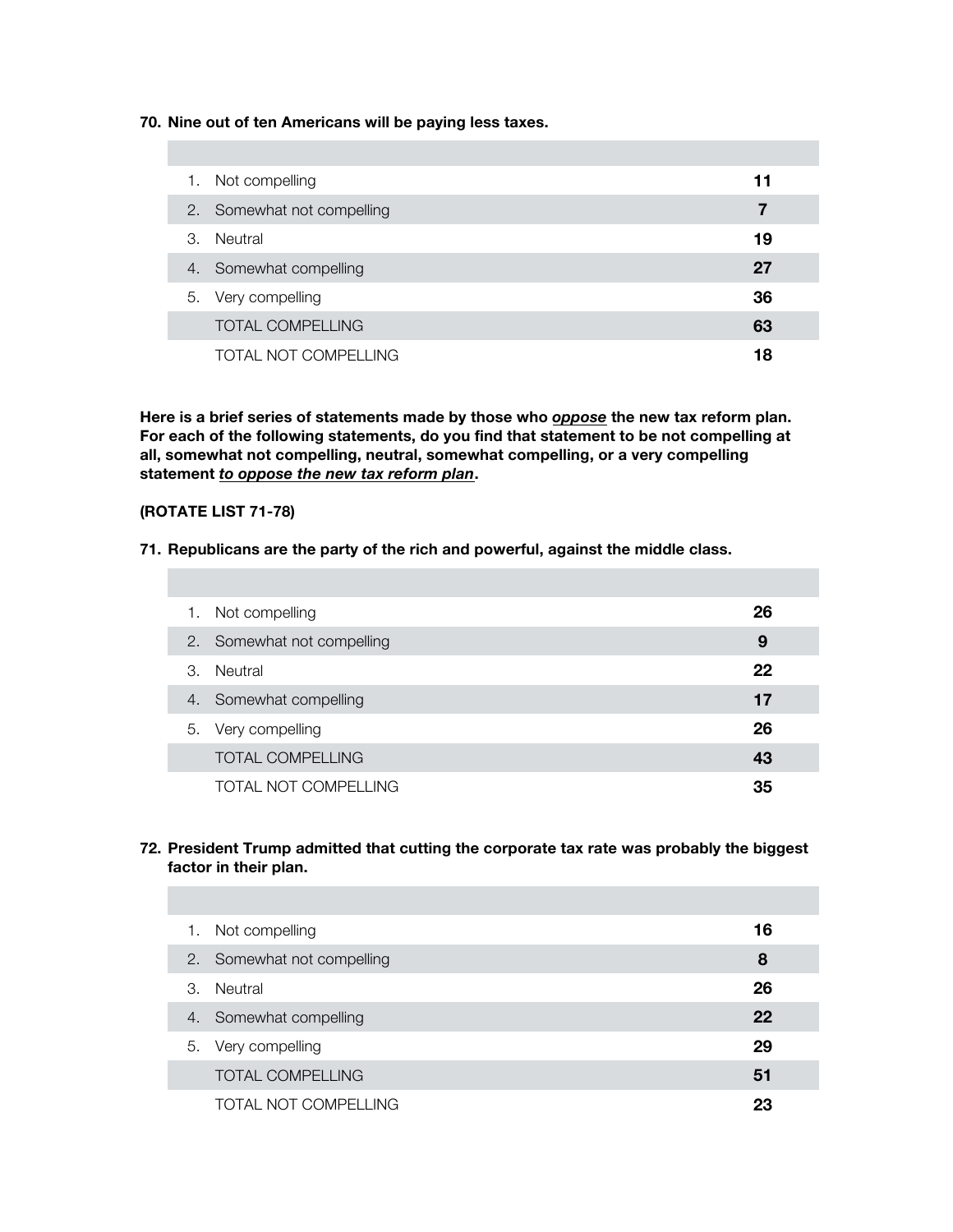**70. Nine out of ten Americans will be paying less taxes.**

| | |
|---|---|
| 1. Not compelling | **11** |
| 2. Somewhat not compelling | **7** |
| 3. Neutral | **19** |
| 4. Somewhat compelling | **27** |
| 5. Very compelling | **36** |
| TOTAL COMPELLING | **63** |
| TOTAL NOT COMPELLING | **18** |

**Here is a brief series of statements made by those who *oppose* the new tax reform plan. For each of the following statements, do you find that statement to be not compelling at all, somewhat not compelling, neutral, somewhat compelling, or a very compelling statement *to oppose the new tax reform plan*.**

**(ROTATE LIST 71-78)**

**71. Republicans are the party of the rich and powerful, against the middle class.**

| | |
|---|---|
| 1. Not compelling | **26** |
| 2. Somewhat not compelling | **9** |
| 3. Neutral | **22** |
| 4. Somewhat compelling | **17** |
| 5. Very compelling | **26** |
| TOTAL COMPELLING | **43** |
| TOTAL NOT COMPELLING | **35** |

**72. President Trump admitted that cutting the corporate tax rate was probably the biggest factor in their plan.**

| | |
|---|---|
| 1. Not compelling | **16** |
| 2. Somewhat not compelling | **8** |
| 3. Neutral | **26** |
| 4. Somewhat compelling | **22** |
| 5. Very compelling | **29** |
| TOTAL COMPELLING | **51** |
| TOTAL NOT COMPELLING | **23** |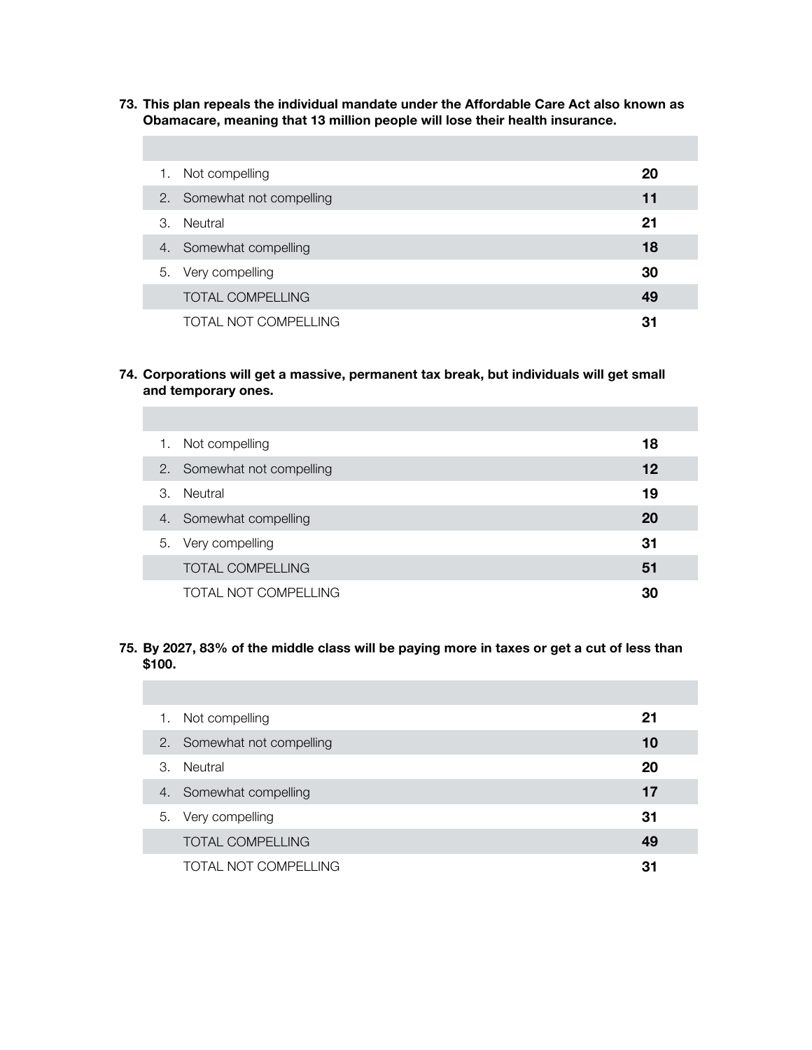**73. This plan repeals the individual mandate under the Affordable Care Act also known as Obamacare, meaning that 13 million people will lose their health insurance.**

| | |
|---|---|
| 1. Not compelling | **20** |
| 2. Somewhat not compelling | **11** |
| 3. Neutral | **21** |
| 4. Somewhat compelling | **18** |
| 5. Very compelling | **30** |
| TOTAL COMPELLING | **49** |
| TOTAL NOT COMPELLING | **31** |

**74. Corporations will get a massive, permanent tax break, but individuals will get small and temporary ones.**

| | |
|---|---|
| 1. Not compelling | **18** |
| 2. Somewhat not compelling | **12** |
| 3. Neutral | **19** |
| 4. Somewhat compelling | **20** |
| 5. Very compelling | **31** |
| TOTAL COMPELLING | **51** |
| TOTAL NOT COMPELLING | **30** |

**75. By 2027, 83% of the middle class will be paying more in taxes or get a cut of less than $100.**

| | |
|---|---|
| 1. Not compelling | **21** |
| 2. Somewhat not compelling | **10** |
| 3. Neutral | **20** |
| 4. Somewhat compelling | **17** |
| 5. Very compelling | **31** |
| TOTAL COMPELLING | **49** |
| TOTAL NOT COMPELLING | **31** |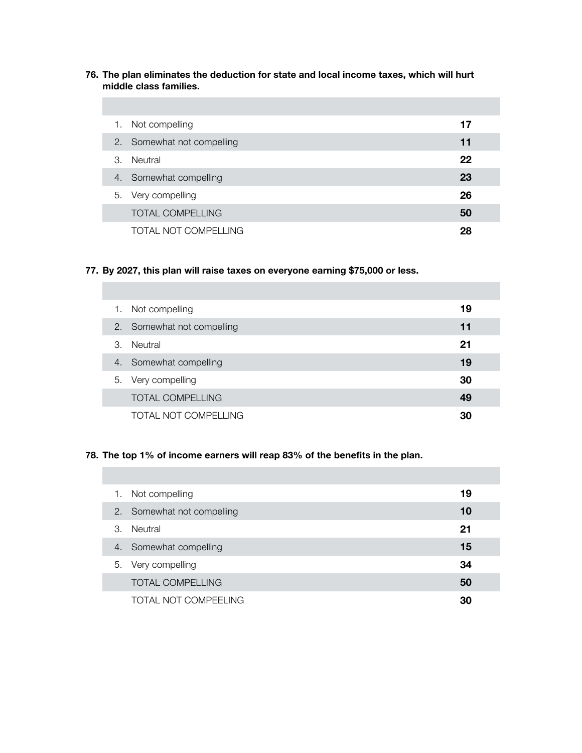**76. The plan eliminates the deduction for state and local income taxes, which will hurt middle class families.**

| | |
|---|---|
| 1. Not compelling | **17** |
| 2. Somewhat not compelling | **11** |
| 3. Neutral | **22** |
| 4. Somewhat compelling | **23** |
| 5. Very compelling | **26** |
| TOTAL COMPELLING | **50** |
| TOTAL NOT COMPELLING | **28** |

**77. By 2027, this plan will raise taxes on everyone earning $75,000 or less.**

| | |
|---|---|
| 1. Not compelling | **19** |
| 2. Somewhat not compelling | **11** |
| 3. Neutral | **21** |
| 4. Somewhat compelling | **19** |
| 5. Very compelling | **30** |
| TOTAL COMPELLING | **49** |
| TOTAL NOT COMPELLING | **30** |

**78. The top 1% of income earners will reap 83% of the benefits in the plan.**

| | |
|---|---|
| 1. Not compelling | **19** |
| 2. Somewhat not compelling | **10** |
| 3. Neutral | **21** |
| 4. Somewhat compelling | **15** |
| 5. Very compelling | **34** |
| TOTAL COMPELLING | **50** |
| TOTAL NOT COMPEELING | **30** |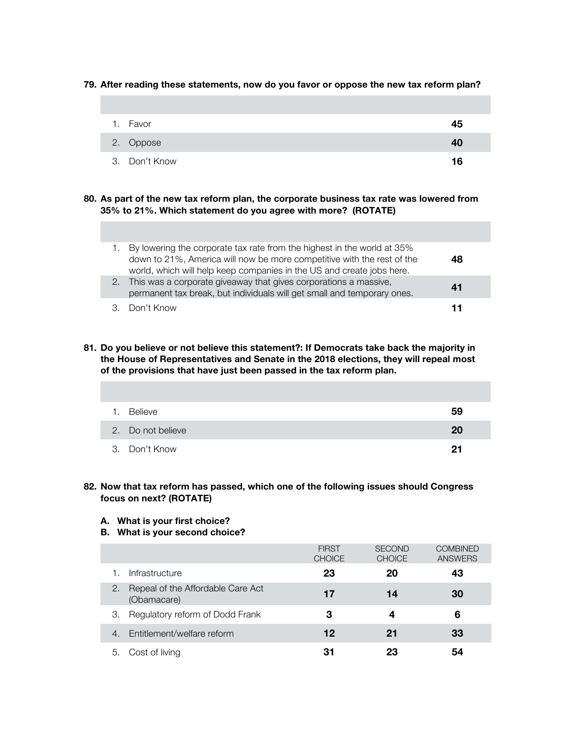**79. After reading these statements, now do you favor or oppose the new tax reform plan?**

| | |
|---|---|
| 1. Favor | **45** |
| 2. Oppose | **40** |
| 3. Don't Know | **16** |

**80. As part of the new tax reform plan, the corporate business tax rate was lowered from 35% to 21%. Which statement do you agree with more? (ROTATE)**

| | |
|---|---|
| 1. By lowering the corporate tax rate from the highest in the world at 35% down to 21%, America will now be more competitive with the rest of the world, which will help keep companies in the US and create jobs here. | **48** |
| 2. This was a corporate giveaway that gives corporations a massive, permanent tax break, but individuals will get small and temporary ones. | **41** |
| 3. Don't Know | **11** |

**81. Do you believe or not believe this statement?: If Democrats take back the majority in the House of Representatives and Senate in the 2018 elections, they will repeal most of the provisions that have just been passed in the tax reform plan.**

| | |
|---|---|
| 1. Believe | **59** |
| 2. Do not believe | **20** |
| 3. Don't Know | **21** |

**82. Now that tax reform has passed, which one of the following issues should Congress focus on next? (ROTATE)**

**A. What is your first choice?**
**B. What is your second choice?**

| | FIRST CHOICE | SECOND CHOICE | COMBINED ANSWERS |
|---|---|---|---|
| 1. Infrastructure | **23** | **20** | **43** |
| 2. Repeal of the Affordable Care Act (Obamacare) | **17** | **14** | **30** |
| 3. Regulatory reform of Dodd Frank | **3** | **4** | **6** |
| 4. Entitlement/welfare reform | **12** | **21** | **33** |
| 5. Cost of living | **31** | **23** | **54** |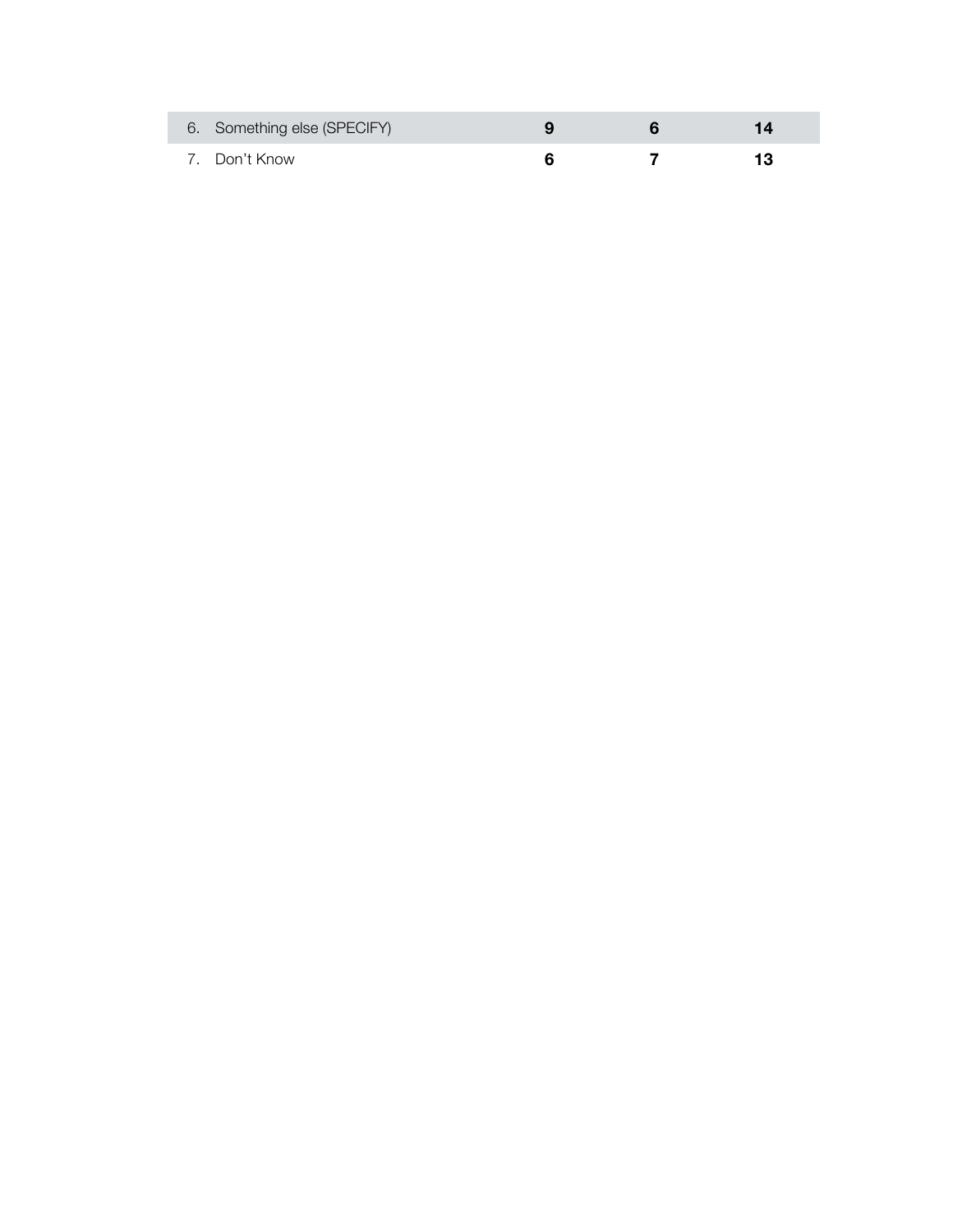| | | | |
|---|---|---|---|
| 6. Something else (SPECIFY) | **9** | **6** | **14** |
| 7. Don't Know | **6** | **7** | **13** |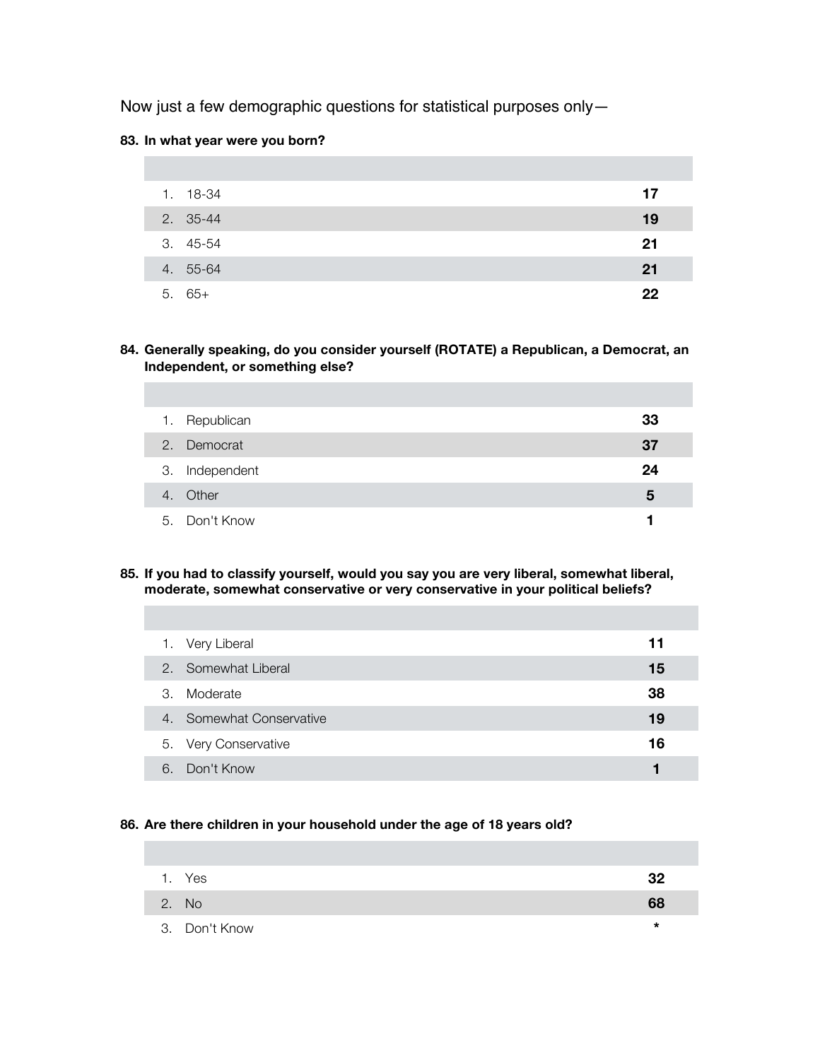Now just a few demographic questions for statistical purposes only—

**83. In what year were you born?**

| | |
|---|---|
| 1. 18-34 | **17** |
| 2. 35-44 | **19** |
| 3. 45-54 | **21** |
| 4. 55-64 | **21** |
| 5. 65+ | **22** |

**84. Generally speaking, do you consider yourself (ROTATE) a Republican, a Democrat, an Independent, or something else?**

| | |
|---|---|
| 1. Republican | **33** |
| 2. Democrat | **37** |
| 3. Independent | **24** |
| 4. Other | **5** |
| 5. Don't Know | **1** |

**85. If you had to classify yourself, would you say you are very liberal, somewhat liberal, moderate, somewhat conservative or very conservative in your political beliefs?**

| | |
|---|---|
| 1. Very Liberal | **11** |
| 2. Somewhat Liberal | **15** |
| 3. Moderate | **38** |
| 4. Somewhat Conservative | **19** |
| 5. Very Conservative | **16** |
| 6. Don't Know | **1** |

**86. Are there children in your household under the age of 18 years old?**

| | |
|---|---|
| 1. Yes | **32** |
| 2. No | **68** |
| 3. Don't Know | * |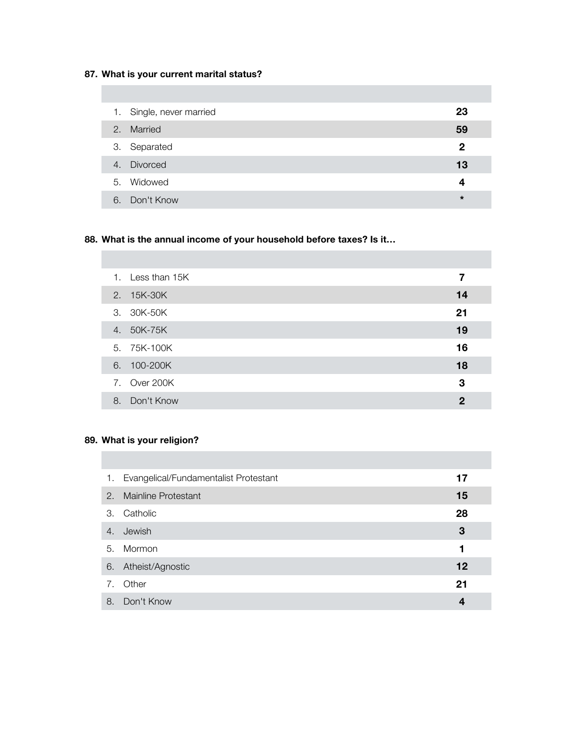**87. What is your current marital status?**

| | |
|---|---|
| 1. Single, never married | **23** |
| 2. Married | **59** |
| 3. Separated | **2** |
| 4. Divorced | **13** |
| 5. Widowed | **4** |
| 6. Don't Know | * |

**88. What is the annual income of your household before taxes? Is it…**

| | |
|---|---|
| 1. Less than 15K | **7** |
| 2. 15K-30K | **14** |
| 3. 30K-50K | **21** |
| 4. 50K-75K | **19** |
| 5. 75K-100K | **16** |
| 6. 100-200K | **18** |
| 7. Over 200K | **3** |
| 8. Don't Know | **2** |

**89. What is your religion?**

| | |
|---|---|
| 1. Evangelical/Fundamentalist Protestant | **17** |
| 2. Mainline Protestant | **15** |
| 3. Catholic | **28** |
| 4. Jewish | **3** |
| 5. Mormon | **1** |
| 6. Atheist/Agnostic | **12** |
| 7. Other | **21** |
| 8. Don't Know | **4** |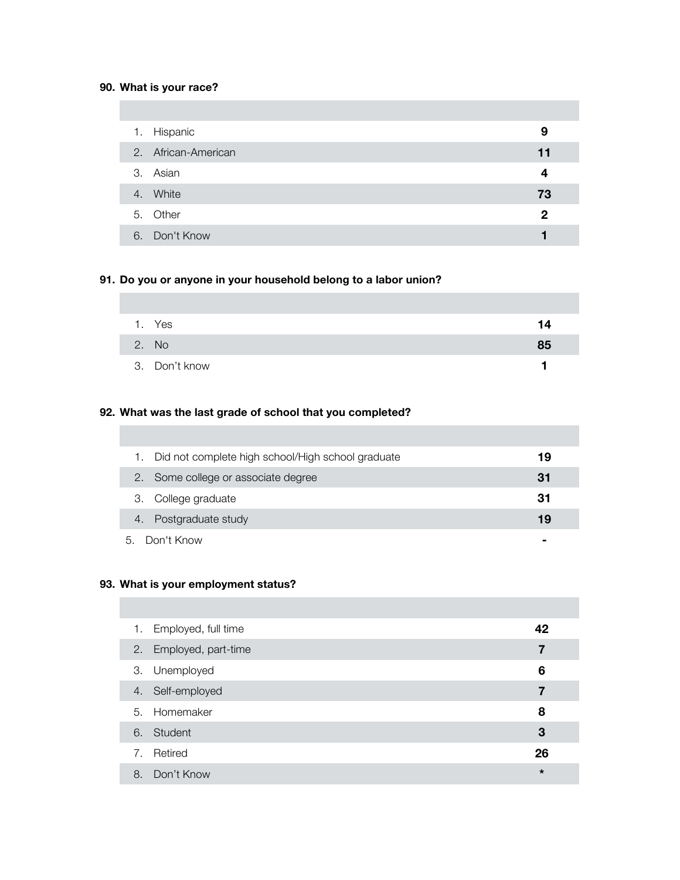**90. What is your race?**

| | |
|---|---|
| 1. Hispanic | **9** |
| 2. African-American | **11** |
| 3. Asian | **4** |
| 4. White | **73** |
| 5. Other | **2** |
| 6. Don't Know | **1** |

**91. Do you or anyone in your household belong to a labor union?**

| | |
|---|---|
| 1. Yes | **14** |
| 2. No | **85** |
| 3. Don't know | **1** |

**92. What was the last grade of school that you completed?**

| | |
|---|---|
| 1. Did not complete high school/High school graduate | **19** |
| 2. Some college or associate degree | **31** |
| 3. College graduate | **31** |
| 4. Postgraduate study | **19** |
| 5. Don't Know | **-** |

**93. What is your employment status?**

| | |
|---|---|
| 1. Employed, full time | **42** |
| 2. Employed, part-time | **7** |
| 3. Unemployed | **6** |
| 4. Self-employed | **7** |
| 5. Homemaker | **8** |
| 6. Student | **3** |
| 7. Retired | **26** |
| 8. Don't Know | * |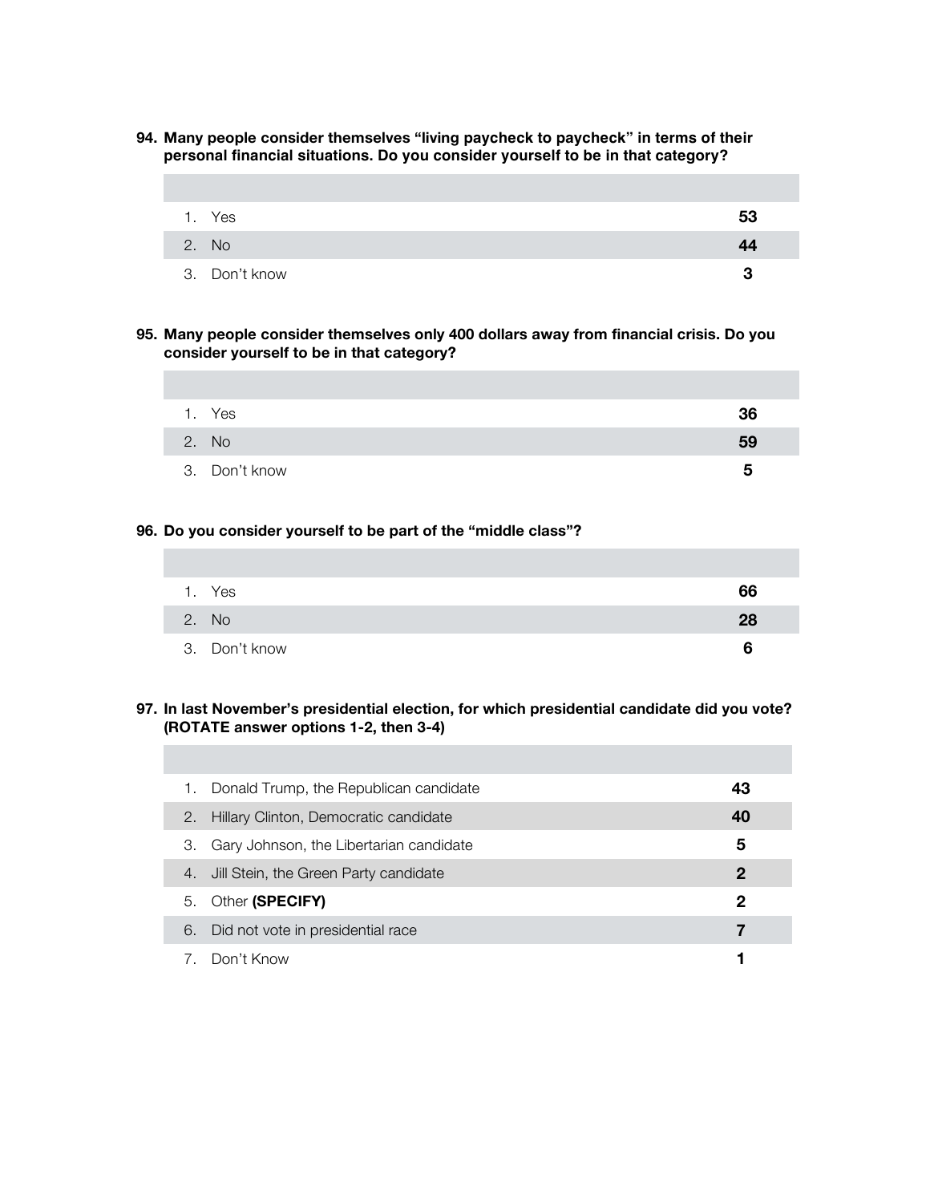**94. Many people consider themselves "living paycheck to paycheck" in terms of their personal financial situations. Do you consider yourself to be in that category?**

| | |
|---|---|
| 1. Yes | **53** |
| 2. No | **44** |
| 3. Don't know | **3** |

**95. Many people consider themselves only 400 dollars away from financial crisis. Do you consider yourself to be in that category?**

| | |
|---|---|
| 1. Yes | **36** |
| 2. No | **59** |
| 3. Don't know | **5** |

**96. Do you consider yourself to be part of the "middle class"?**

| | |
|---|---|
| 1. Yes | **66** |
| 2. No | **28** |
| 3. Don't know | **6** |

**97. In last November's presidential election, for which presidential candidate did you vote? (ROTATE answer options 1-2, then 3-4)**

| | |
|---|---|
| 1. Donald Trump, the Republican candidate | **43** |
| 2. Hillary Clinton, Democratic candidate | **40** |
| 3. Gary Johnson, the Libertarian candidate | **5** |
| 4. Jill Stein, the Green Party candidate | **2** |
| 5. Other **(SPECIFY)** | **2** |
| 6. Did not vote in presidential race | **7** |
| 7. Don't Know | **1** |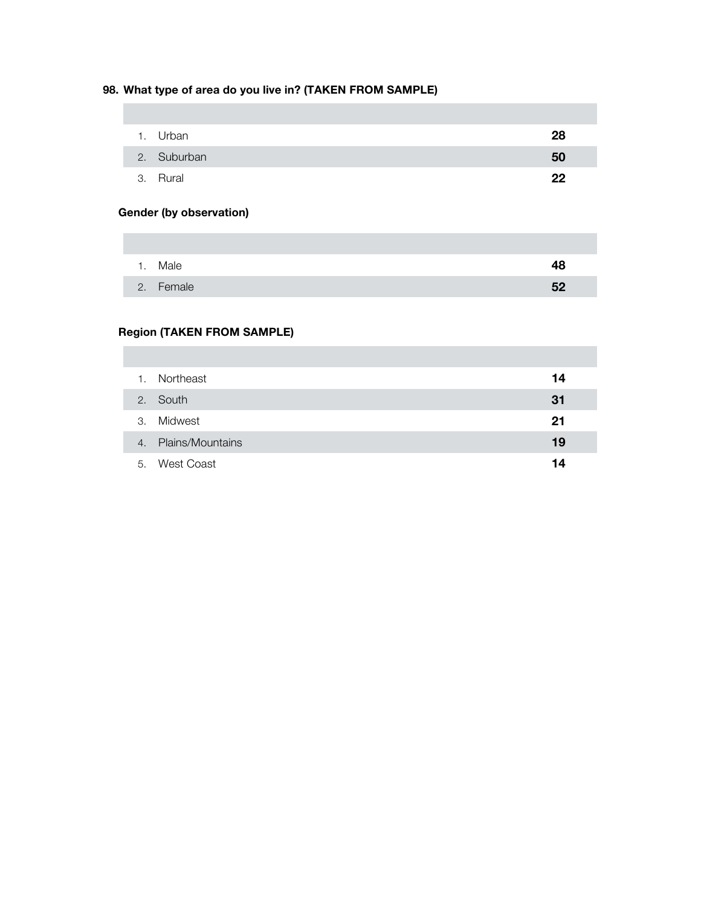**98. What type of area do you live in? (TAKEN FROM SAMPLE)**

| | | |
|---|---|---|
| 1. | Urban | **28** |
| 2. | Suburban | **50** |
| 3. | Rural | **22** |

**Gender (by observation)**

| | | |
|---|---|---|
| 1. | Male | **48** |
| 2. | Female | **52** |

**Region (TAKEN FROM SAMPLE)**

| | | |
|---|---|---|
| 1. | Northeast | **14** |
| 2. | South | **31** |
| 3. | Midwest | **21** |
| 4. | Plains/Mountains | **19** |
| 5. | West Coast | **14** |